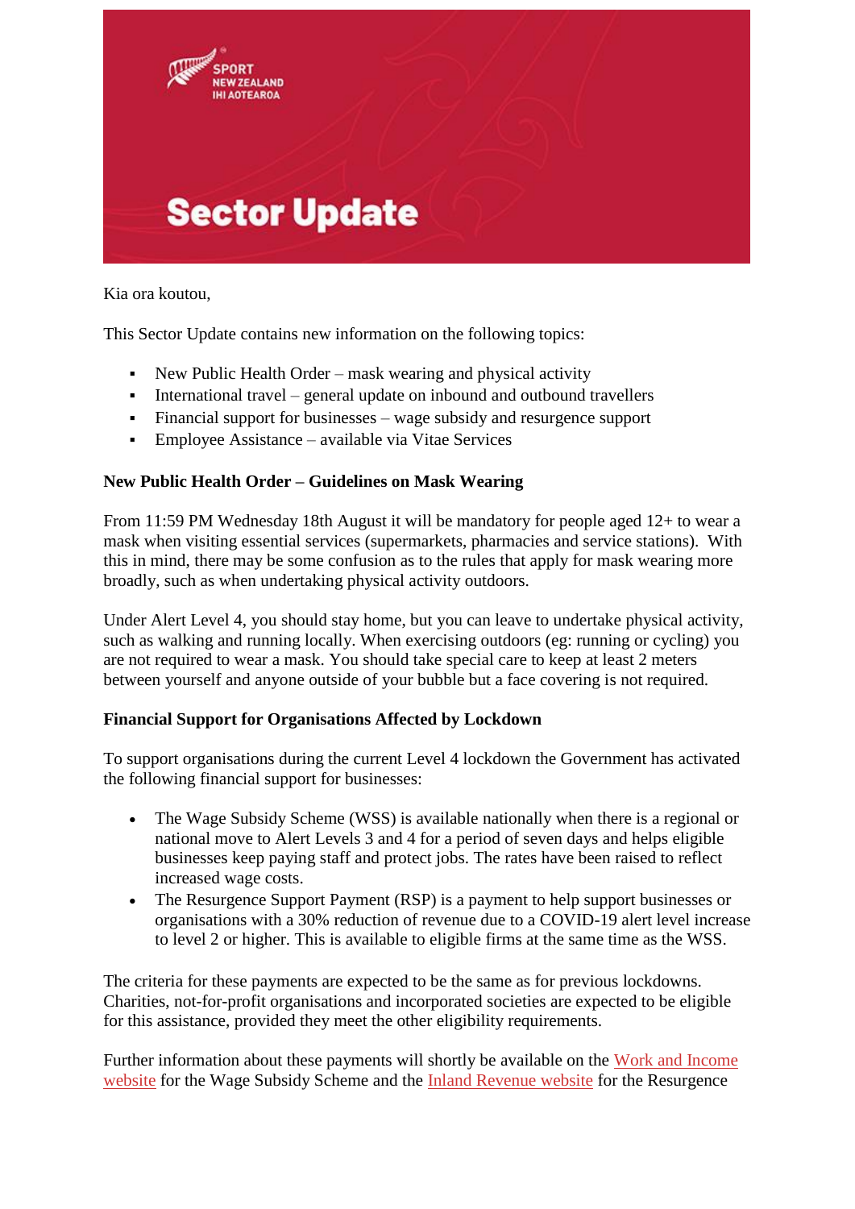Sector Update

Kia ora koutou,

This Sector Update contains new information on the following topics:

- New Public Health Order – mask wearing and physical activity
- International travel – general update on inbound and outbound travellers
- Financial support for businesses – wage subsidy and resurgence support
- Employee Assistance – available via Vitae Services

**New Public Health Order – Guidelines on Mask Wearing**

From 11:59 PM Wednesday 18th August it will be mandatory for people aged 12+ to wear a mask when visiting essential services (supermarkets, pharmacies and service stations). With this in mind, there may be some confusion as to the rules that apply for mask wearing more broadly, such as when undertaking physical activity outdoors.

Under Alert Level 4, you should stay home, but you can leave to undertake physical activity, such as walking and running locally. When exercising outdoors (eg: running or cycling) you are not required to wear a mask. You should take special care to keep at least 2 meters between yourself and anyone outside of your bubble but a face covering is not required.

**Financial Support for Organisations Affected by Lockdown**

To support organisations during the current Level 4 lockdown the Government has activated the following financial support for businesses:

- The Wage Subsidy Scheme (WSS) is available nationally when there is a regional or national move to Alert Levels 3 and 4 for a period of seven days and helps eligible businesses keep paying staff and protect jobs. The rates have been raised to reflect increased wage costs.
- The Resurgence Support Payment (RSP) is a payment to help support businesses or organisations with a 30% reduction of revenue due to a COVID-19 alert level increase to level 2 or higher. This is available to eligible firms at the same time as the WSS.

The criteria for these payments are expected to be the same as for previous lockdowns. Charities, not-for-profit organisations and incorporated societies are expected to be eligible for this assistance, provided they meet the other eligibility requirements.

Further information about these payments will shortly be available on the Work and Income website for the Wage Subsidy Scheme and the Inland Revenue website for the Resurgence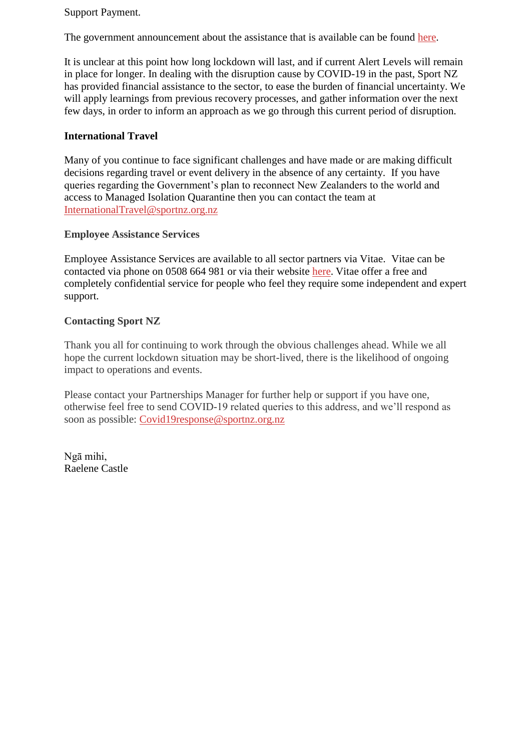Support Payment.

The government announcement about the assistance that is available can be found here.

It is unclear at this point how long lockdown will last, and if current Alert Levels will remain in place for longer. In dealing with the disruption cause by COVID-19 in the past, Sport NZ has provided financial assistance to the sector, to ease the burden of financial uncertainty. We will apply learnings from previous recovery processes, and gather information over the next few days, in order to inform an approach as we go through this current period of disruption.

**International Travel**

Many of you continue to face significant challenges and have made or are making difficult decisions regarding travel or event delivery in the absence of any certainty. If you have queries regarding the Government's plan to reconnect New Zealanders to the world and access to Managed Isolation Quarantine then you can contact the team at InternationalTravel@sportnz.org.nz

**Employee Assistance Services**

Employee Assistance Services are available to all sector partners via Vitae. Vitae can be contacted via phone on 0508 664 981 or via their website here. Vitae offer a free and completely confidential service for people who feel they require some independent and expert support.

**Contacting Sport NZ**

Thank you all for continuing to work through the obvious challenges ahead. While we all hope the current lockdown situation may be short-lived, there is the likelihood of ongoing impact to operations and events.

Please contact your Partnerships Manager for further help or support if you have one, otherwise feel free to send COVID-19 related queries to this address, and we'll respond as soon as possible: Covid19response@sportnz.org.nz

Ngā mihi,
Raelene Castle